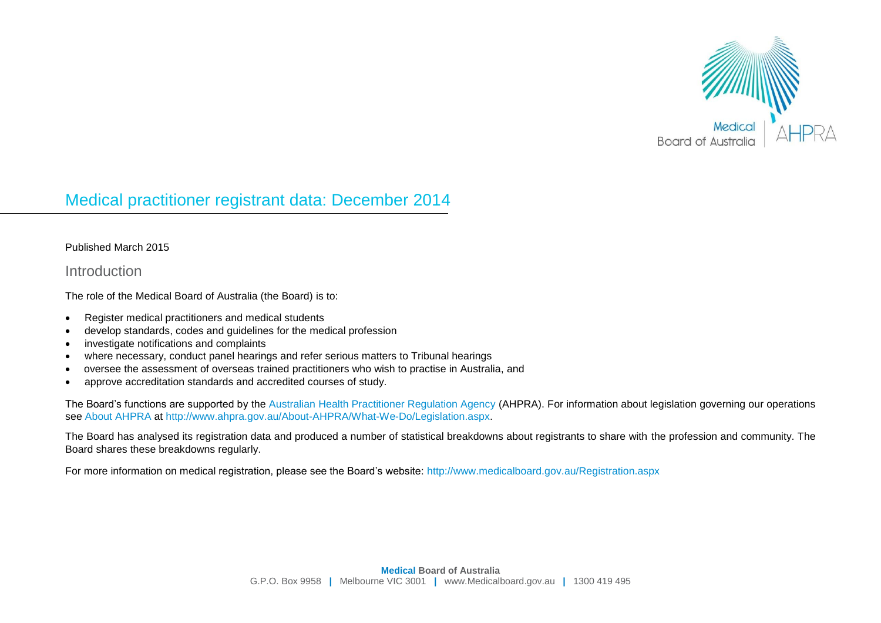# Medical practitioner registrant data: December 2014

Published March 2015

## Introduction

The role of the Medical Board of Australia (the Board) is to:

- Register medical practitioners and medical students
- develop standards, codes and guidelines for the medical profession
- investigate notifications and complaints
- where necessary, conduct panel hearings and refer serious matters to Tribunal hearings
- oversee the assessment of overseas trained practitioners who wish to practise in Australia, and
- approve accreditation standards and accredited courses of study.

The Board's functions are supported by the Australian Health Practitioner Regulation Agency (AHPRA). For information about legislation governing our operations see About AHPRA at http://www.ahpra.gov.au/About-AHPRA/What-We-Do/Legislation.aspx.

The Board has analysed its registration data and produced a number of statistical breakdowns about registrants to share with the profession and community. The Board shares these breakdowns regularly.

For more information on medical registration, please see the Board's website: http://www.medicalboard.gov.au/Registration.aspx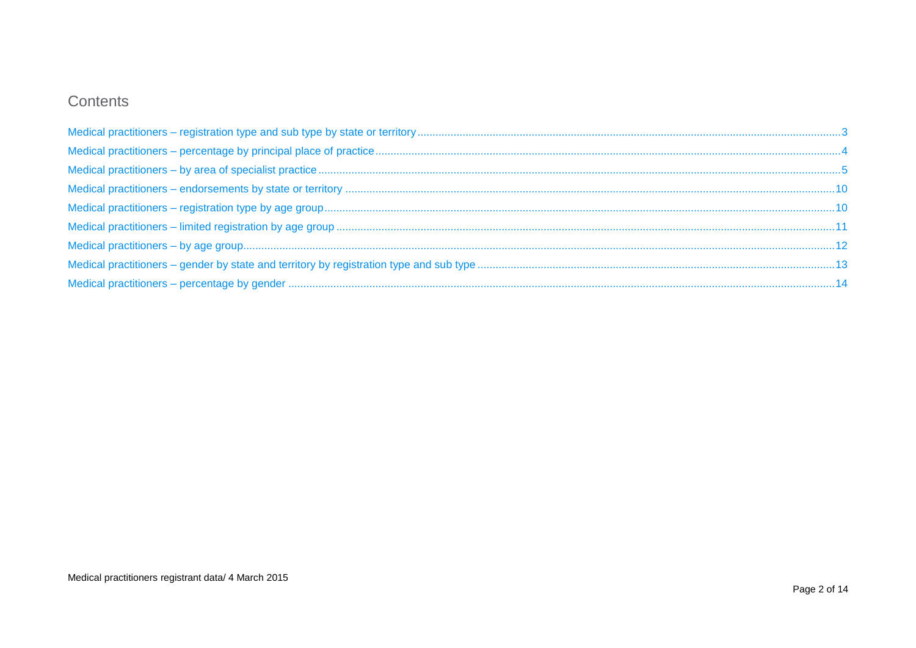## Contents

- Medical practitioners – registration type and sub type by state or territory ... 3
- Medical practitioners – percentage by principal place of practice ... 4
- Medical practitioners – by area of specialist practice ... 5
- Medical practitioners – endorsements by state or territory ... 10
- Medical practitioners – registration type by age group ... 10
- Medical practitioners – limited registration by age group ... 11
- Medical practitioners – by age group ... 12
- Medical practitioners – gender by state and territory by registration type and sub type ... 13
- Medical practitioners – percentage by gender ... 14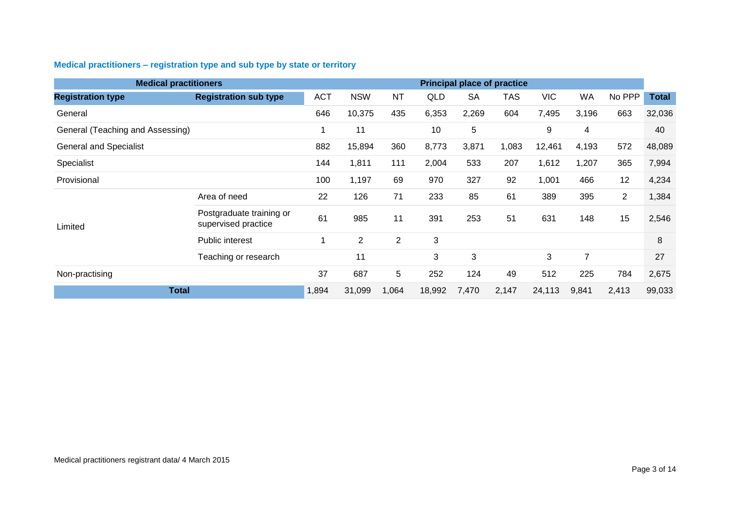## Medical practitioners – registration type and sub type by state or territory

| Medical practitioners | | Principal place of practice | | | | | | | | | |
|---|---|---|---|---|---|---|---|---|---|---|---|
| **Registration type** | **Registration sub type** | ACT | NSW | NT | QLD | SA | TAS | VIC | WA | No PPP | **Total** |
| General | | 646 | 10,375 | 435 | 6,353 | 2,269 | 604 | 7,495 | 3,196 | 663 | 32,036 |
| General (Teaching and Assessing) | | 1 | 11 | | 10 | 5 | | 9 | 4 | | 40 |
| General and Specialist | | 882 | 15,894 | 360 | 8,773 | 3,871 | 1,083 | 12,461 | 4,193 | 572 | 48,089 |
| Specialist | | 144 | 1,811 | 111 | 2,004 | 533 | 207 | 1,612 | 1,207 | 365 | 7,994 |
| Provisional | | 100 | 1,197 | 69 | 970 | 327 | 92 | 1,001 | 466 | 12 | 4,234 |
| Limited | Area of need | 22 | 126 | 71 | 233 | 85 | 61 | 389 | 395 | 2 | 1,384 |
| | Postgraduate training or supervised practice | 61 | 985 | 11 | 391 | 253 | 51 | 631 | 148 | 15 | 2,546 |
| | Public interest | 1 | 2 | 2 | 3 | | | | | | 8 |
| | Teaching or research | | 11 | | 3 | 3 | | 3 | 7 | | 27 |
| Non-practising | | 37 | 687 | 5 | 252 | 124 | 49 | 512 | 225 | 784 | 2,675 |
| **Total** | | 1,894 | 31,099 | 1,064 | 18,992 | 7,470 | 2,147 | 24,113 | 9,841 | 2,413 | 99,033 |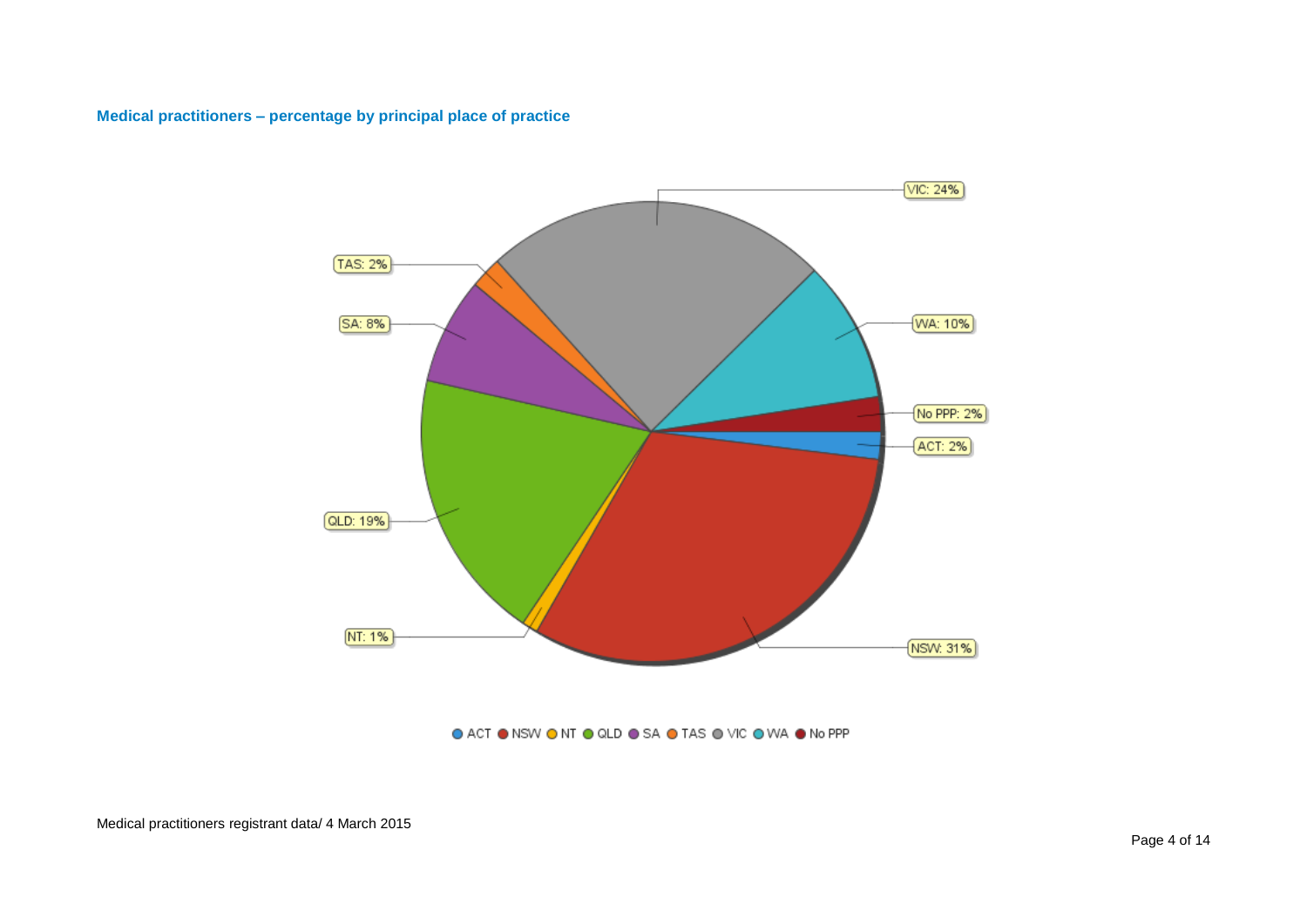## Medical practitioners – percentage by principal place of practice

| State | Percentage |
|---|---|
| ACT | 2% |
| NSW | 31% |
| NT | 1% |
| QLD | 19% |
| SA | 8% |
| TAS | 2% |
| VIC | 24% |
| WA | 10% |
| No PPP | 2% |

Medical practitioners registrant data/ 4 March 2015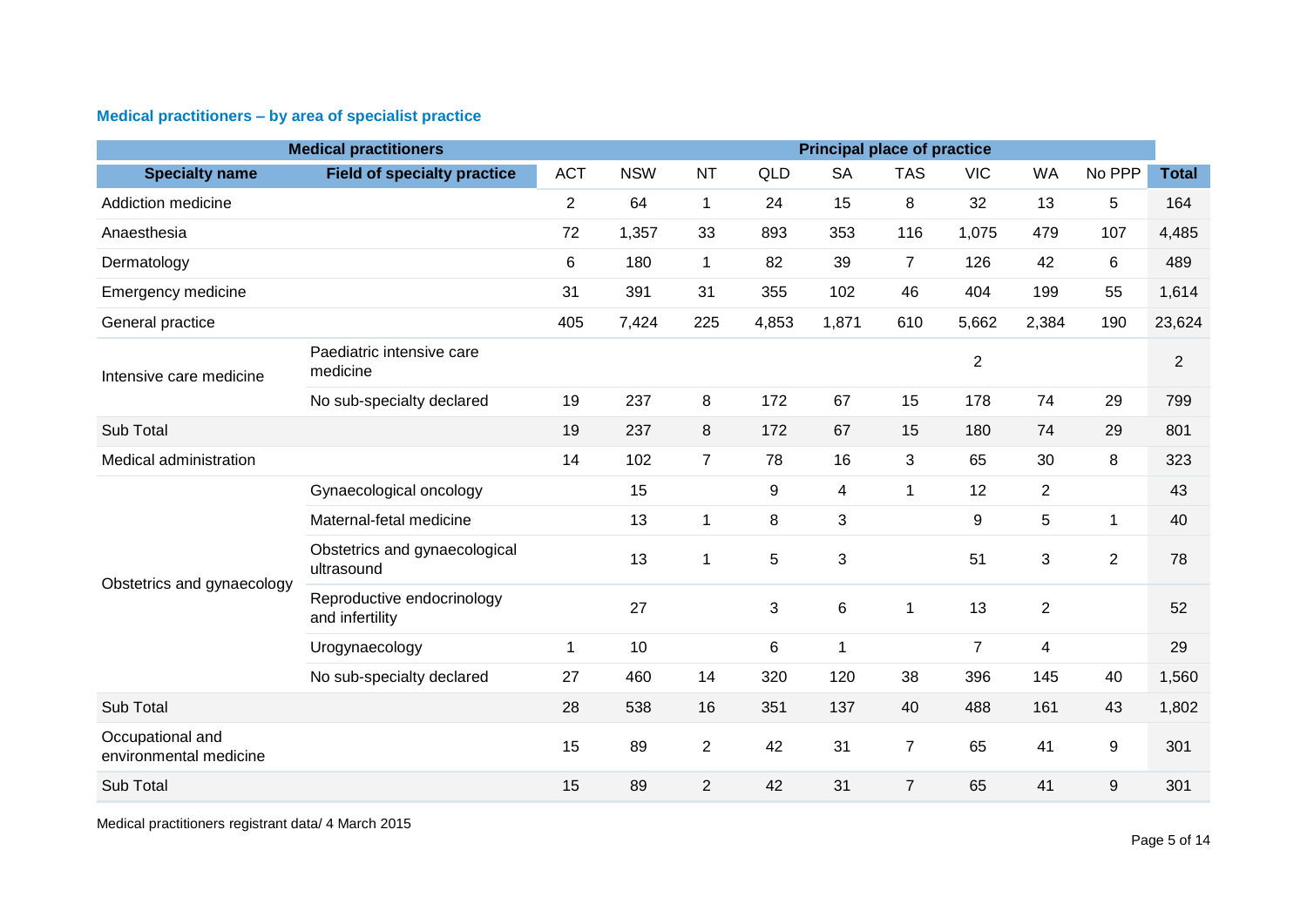### Medical practitioners – by area of specialist practice

| Medical practitioners | | Principal place of practice | | | | | | | | | |
|---|---|---|---|---|---|---|---|---|---|---|---|
| **Specialty name** | **Field of specialty practice** | ACT | NSW | NT | QLD | SA | TAS | VIC | WA | No PPP | **Total** |
| Addiction medicine | | 2 | 64 | 1 | 24 | 15 | 8 | 32 | 13 | 5 | 164 |
| Anaesthesia | | 72 | 1,357 | 33 | 893 | 353 | 116 | 1,075 | 479 | 107 | 4,485 |
| Dermatology | | 6 | 180 | 1 | 82 | 39 | 7 | 126 | 42 | 6 | 489 |
| Emergency medicine | | 31 | 391 | 31 | 355 | 102 | 46 | 404 | 199 | 55 | 1,614 |
| General practice | | 405 | 7,424 | 225 | 4,853 | 1,871 | 610 | 5,662 | 2,384 | 190 | 23,624 |
| Intensive care medicine | Paediatric intensive care medicine | | | | | | | 2 | | | 2 |
| | No sub-specialty declared | 19 | 237 | 8 | 172 | 67 | 15 | 178 | 74 | 29 | 799 |
| Sub Total | | 19 | 237 | 8 | 172 | 67 | 15 | 180 | 74 | 29 | 801 |
| Medical administration | | 14 | 102 | 7 | 78 | 16 | 3 | 65 | 30 | 8 | 323 |
| Obstetrics and gynaecology | Gynaecological oncology | | 15 | | 9 | 4 | 1 | 12 | 2 | | 43 |
| | Maternal-fetal medicine | | 13 | 1 | 8 | 3 | | 9 | 5 | 1 | 40 |
| | Obstetrics and gynaecological ultrasound | | 13 | 1 | 5 | 3 | | 51 | 3 | 2 | 78 |
| | Reproductive endocrinology and infertility | | 27 | | 3 | 6 | 1 | 13 | 2 | | 52 |
| | Urogynaecology | 1 | 10 | | 6 | 1 | | 7 | 4 | | 29 |
| | No sub-specialty declared | 27 | 460 | 14 | 320 | 120 | 38 | 396 | 145 | 40 | 1,560 |
| Sub Total | | 28 | 538 | 16 | 351 | 137 | 40 | 488 | 161 | 43 | 1,802 |
| Occupational and environmental medicine | | 15 | 89 | 2 | 42 | 31 | 7 | 65 | 41 | 9 | 301 |
| Sub Total | | 15 | 89 | 2 | 42 | 31 | 7 | 65 | 41 | 9 | 301 |

Medical practitioners registrant data/ 4 March 2015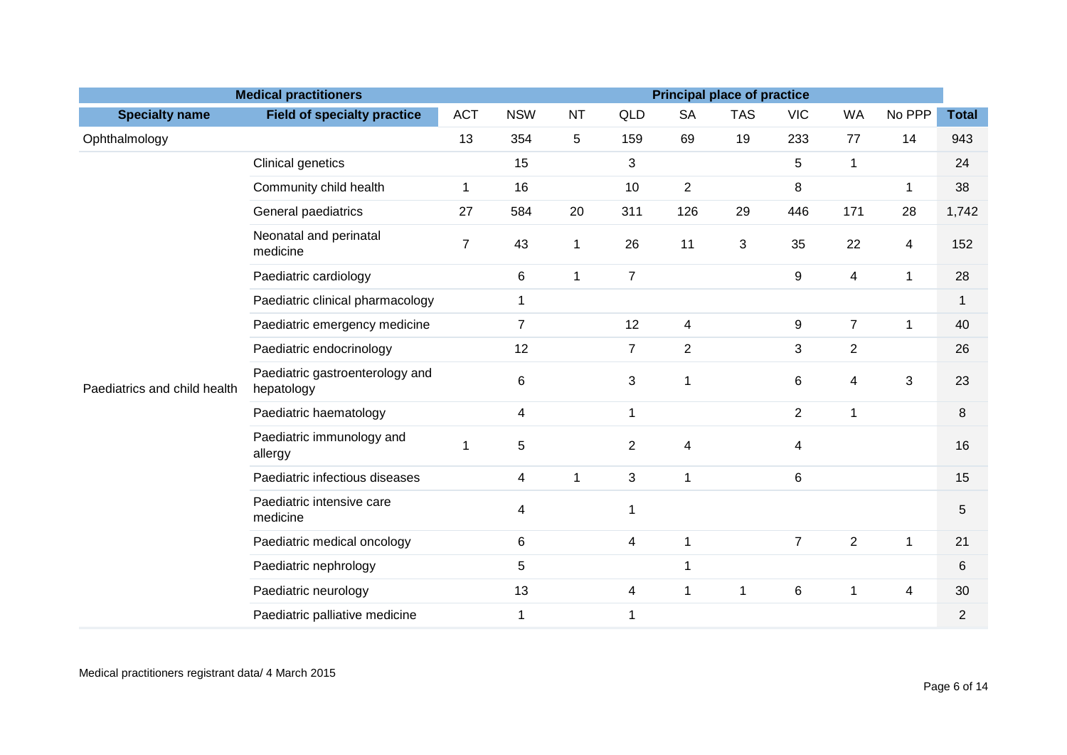| Medical practitioners | | Principal place of practice | | | | | | | | | |
|---|---|---|---|---|---|---|---|---|---|---|---|
| **Specialty name** | **Field of specialty practice** | ACT | NSW | NT | QLD | SA | TAS | VIC | WA | No PPP | **Total** |
| Ophthalmology | | 13 | 354 | 5 | 159 | 69 | 19 | 233 | 77 | 14 | 943 |
| Paediatrics and child health | Clinical genetics | | 15 | | 3 | | | 5 | 1 | | 24 |
| | Community child health | 1 | 16 | | 10 | 2 | | 8 | | 1 | 38 |
| | General paediatrics | 27 | 584 | 20 | 311 | 126 | 29 | 446 | 171 | 28 | 1,742 |
| | Neonatal and perinatal medicine | 7 | 43 | 1 | 26 | 11 | 3 | 35 | 22 | 4 | 152 |
| | Paediatric cardiology | | 6 | 1 | 7 | | | 9 | 4 | 1 | 28 |
| | Paediatric clinical pharmacology | | 1 | | | | | | | | 1 |
| | Paediatric emergency medicine | | 7 | | 12 | 4 | | 9 | 7 | 1 | 40 |
| | Paediatric endocrinology | | 12 | | 7 | 2 | | 3 | 2 | | 26 |
| | Paediatric gastroenterology and hepatology | | 6 | | 3 | 1 | | 6 | 4 | 3 | 23 |
| | Paediatric haematology | | 4 | | 1 | | | 2 | 1 | | 8 |
| | Paediatric immunology and allergy | 1 | 5 | | 2 | 4 | | 4 | | | 16 |
| | Paediatric infectious diseases | | 4 | 1 | 3 | 1 | | 6 | | | 15 |
| | Paediatric intensive care medicine | | 4 | | 1 | | | | | | 5 |
| | Paediatric medical oncology | | 6 | | 4 | 1 | | 7 | 2 | 1 | 21 |
| | Paediatric nephrology | | 5 | | | 1 | | | | | 6 |
| | Paediatric neurology | | 13 | | 4 | 1 | 1 | 6 | 1 | 4 | 30 |
| | Paediatric palliative medicine | | 1 | | 1 | | | | | | 2 |

Medical practitioners registrant data/ 4 March 2015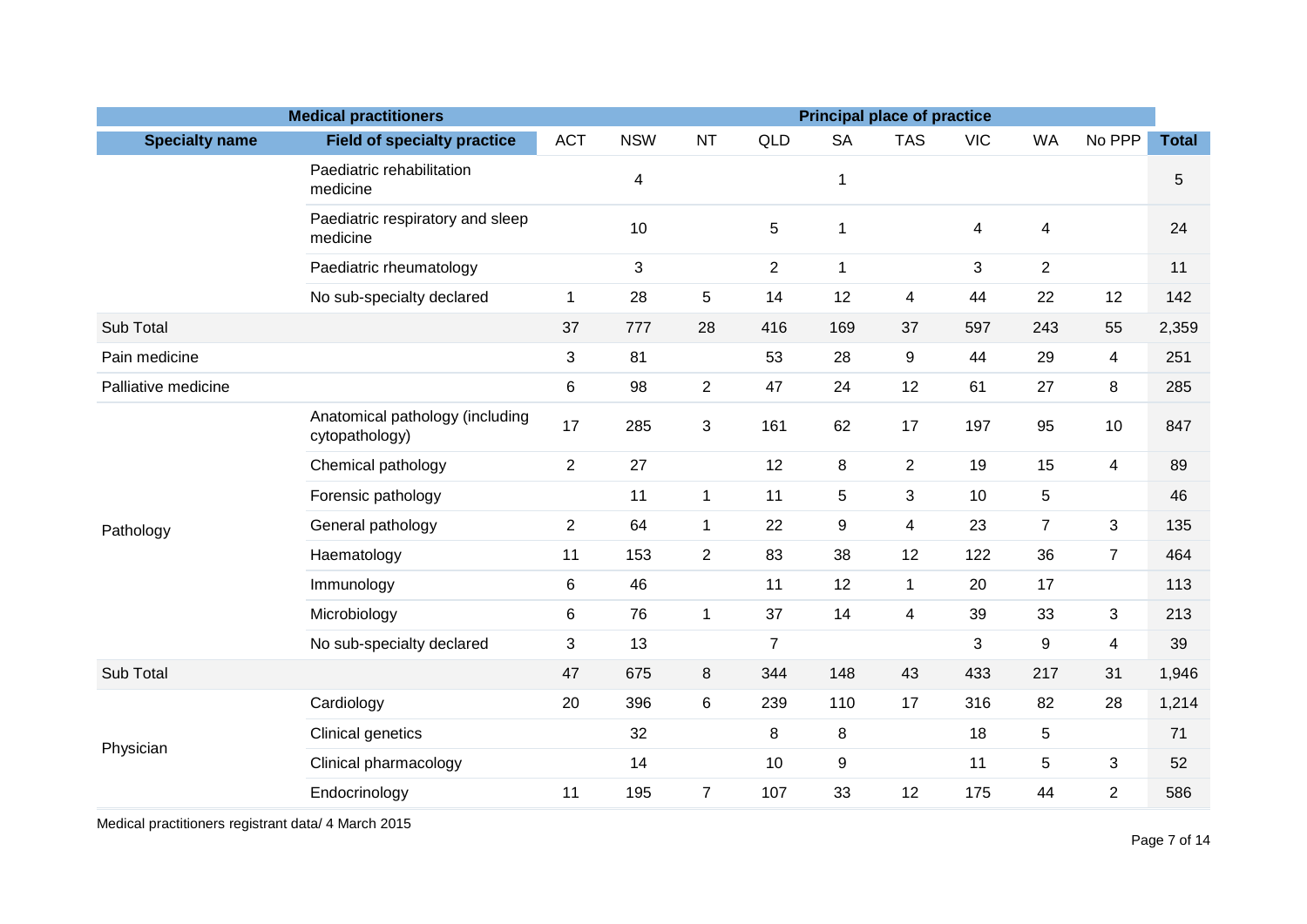| Medical practitioners | | Principal place of practice | | | | | | | | | |
|---|---|---|---|---|---|---|---|---|---|---|---|
| **Specialty name** | **Field of specialty practice** | ACT | NSW | NT | QLD | SA | TAS | VIC | WA | No PPP | **Total** |
| | Paediatric rehabilitation medicine | | 4 | | | 1 | | | | | 5 |
| | Paediatric respiratory and sleep medicine | | 10 | | 5 | 1 | | 4 | 4 | | 24 |
| | Paediatric rheumatology | | 3 | | 2 | 1 | | 3 | 2 | | 11 |
| | No sub-specialty declared | 1 | 28 | 5 | 14 | 12 | 4 | 44 | 22 | 12 | 142 |
| Sub Total | | 37 | 777 | 28 | 416 | 169 | 37 | 597 | 243 | 55 | 2,359 |
| Pain medicine | | 3 | 81 | | 53 | 28 | 9 | 44 | 29 | 4 | 251 |
| Palliative medicine | | 6 | 98 | 2 | 47 | 24 | 12 | 61 | 27 | 8 | 285 |
| Pathology | Anatomical pathology (including cytopathology) | 17 | 285 | 3 | 161 | 62 | 17 | 197 | 95 | 10 | 847 |
| | Chemical pathology | 2 | 27 | | 12 | 8 | 2 | 19 | 15 | 4 | 89 |
| | Forensic pathology | | 11 | 1 | 11 | 5 | 3 | 10 | 5 | | 46 |
| | General pathology | 2 | 64 | 1 | 22 | 9 | 4 | 23 | 7 | 3 | 135 |
| | Haematology | 11 | 153 | 2 | 83 | 38 | 12 | 122 | 36 | 7 | 464 |
| | Immunology | 6 | 46 | | 11 | 12 | 1 | 20 | 17 | | 113 |
| | Microbiology | 6 | 76 | 1 | 37 | 14 | 4 | 39 | 33 | 3 | 213 |
| | No sub-specialty declared | 3 | 13 | | 7 | | | 3 | 9 | 4 | 39 |
| Sub Total | | 47 | 675 | 8 | 344 | 148 | 43 | 433 | 217 | 31 | 1,946 |
| Physician | Cardiology | 20 | 396 | 6 | 239 | 110 | 17 | 316 | 82 | 28 | 1,214 |
| | Clinical genetics | | 32 | | 8 | 8 | | 18 | 5 | | 71 |
| | Clinical pharmacology | | 14 | | 10 | 9 | | 11 | 5 | 3 | 52 |
| | Endocrinology | 11 | 195 | 7 | 107 | 33 | 12 | 175 | 44 | 2 | 586 |

Medical practitioners registrant data/ 4 March 2015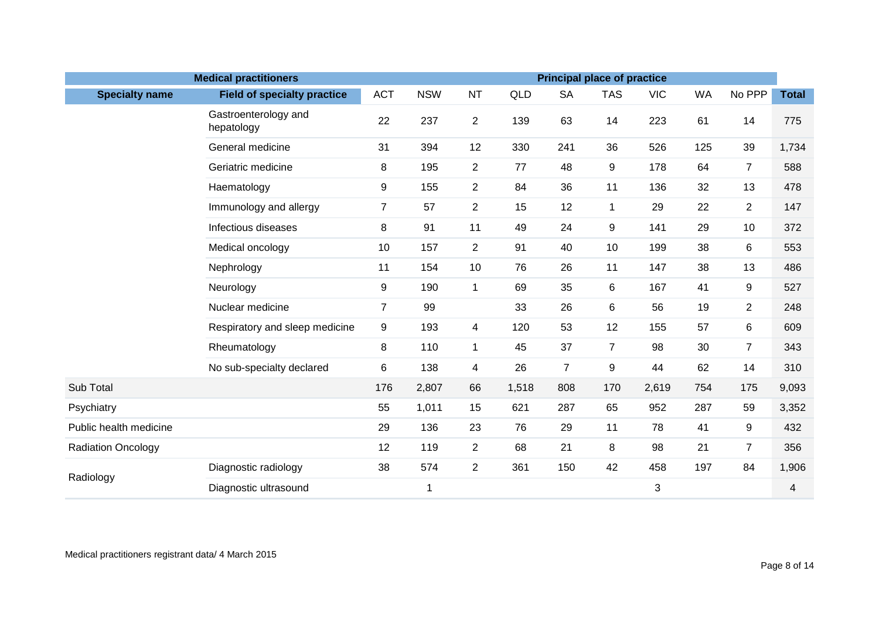| Medical practitioners | | Principal place of practice | | | | | | | | | |
|---|---|---|---|---|---|---|---|---|---|---|---|
| **Specialty name** | **Field of specialty practice** | ACT | NSW | NT | QLD | SA | TAS | VIC | WA | No PPP | **Total** |
| | Gastroenterology and hepatology | 22 | 237 | 2 | 139 | 63 | 14 | 223 | 61 | 14 | 775 |
| | General medicine | 31 | 394 | 12 | 330 | 241 | 36 | 526 | 125 | 39 | 1,734 |
| | Geriatric medicine | 8 | 195 | 2 | 77 | 48 | 9 | 178 | 64 | 7 | 588 |
| | Haematology | 9 | 155 | 2 | 84 | 36 | 11 | 136 | 32 | 13 | 478 |
| | Immunology and allergy | 7 | 57 | 2 | 15 | 12 | 1 | 29 | 22 | 2 | 147 |
| | Infectious diseases | 8 | 91 | 11 | 49 | 24 | 9 | 141 | 29 | 10 | 372 |
| | Medical oncology | 10 | 157 | 2 | 91 | 40 | 10 | 199 | 38 | 6 | 553 |
| | Nephrology | 11 | 154 | 10 | 76 | 26 | 11 | 147 | 38 | 13 | 486 |
| | Neurology | 9 | 190 | 1 | 69 | 35 | 6 | 167 | 41 | 9 | 527 |
| | Nuclear medicine | 7 | 99 | | 33 | 26 | 6 | 56 | 19 | 2 | 248 |
| | Respiratory and sleep medicine | 9 | 193 | 4 | 120 | 53 | 12 | 155 | 57 | 6 | 609 |
| | Rheumatology | 8 | 110 | 1 | 45 | 37 | 7 | 98 | 30 | 7 | 343 |
| | No sub-specialty declared | 6 | 138 | 4 | 26 | 7 | 9 | 44 | 62 | 14 | 310 |
| Sub Total | | 176 | 2,807 | 66 | 1,518 | 808 | 170 | 2,619 | 754 | 175 | 9,093 |
| Psychiatry | | 55 | 1,011 | 15 | 621 | 287 | 65 | 952 | 287 | 59 | 3,352 |
| Public health medicine | | 29 | 136 | 23 | 76 | 29 | 11 | 78 | 41 | 9 | 432 |
| Radiation Oncology | | 12 | 119 | 2 | 68 | 21 | 8 | 98 | 21 | 7 | 356 |
| Radiology | Diagnostic radiology | 38 | 574 | 2 | 361 | 150 | 42 | 458 | 197 | 84 | 1,906 |
| | Diagnostic ultrasound | | 1 | | | | | 3 | | | 4 |

Medical practitioners registrant data/ 4 March 2015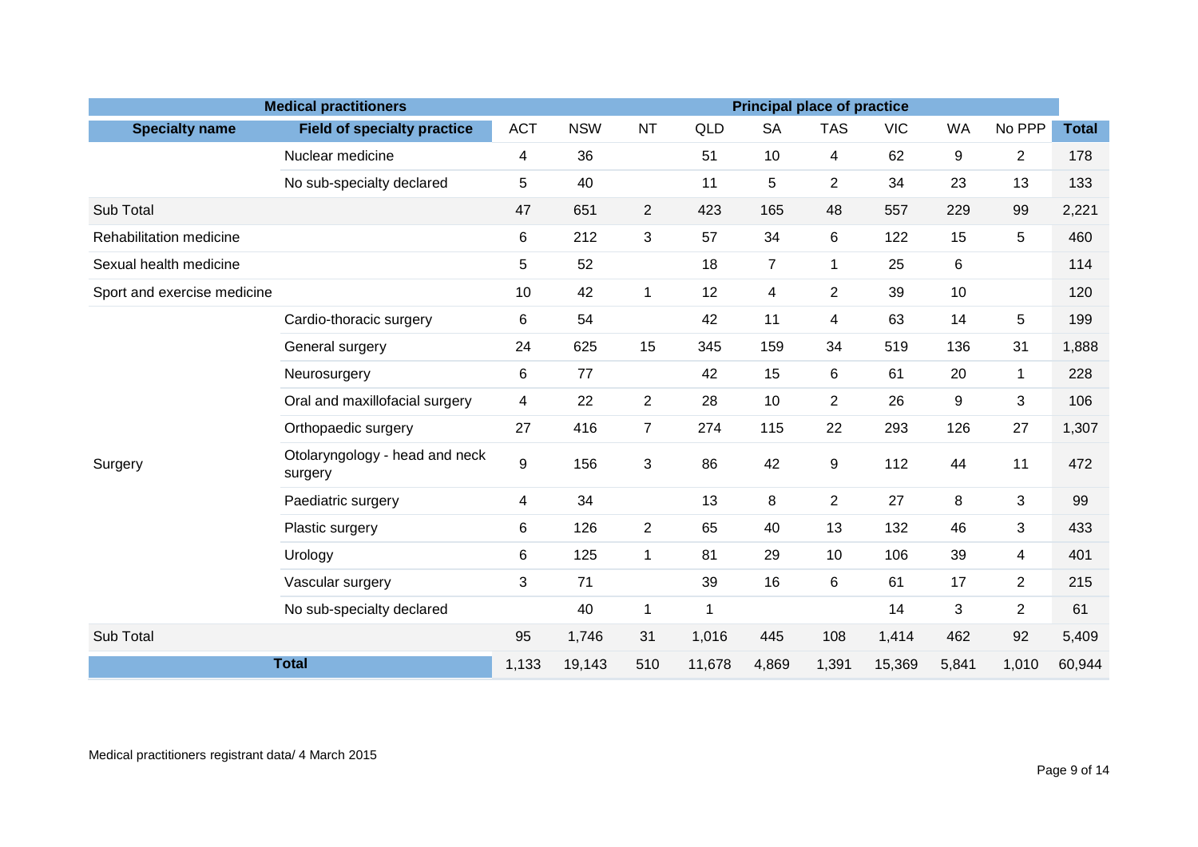| Medical practitioners | | Principal place of practice | | | | | | | | | |
|---|---|---|---|---|---|---|---|---|---|---|---|
| **Specialty name** | **Field of specialty practice** | ACT | NSW | NT | QLD | SA | TAS | VIC | WA | No PPP | **Total** |
| | Nuclear medicine | 4 | 36 | | 51 | 10 | 4 | 62 | 9 | 2 | 178 |
| | No sub-specialty declared | 5 | 40 | | 11 | 5 | 2 | 34 | 23 | 13 | 133 |
| Sub Total | | 47 | 651 | 2 | 423 | 165 | 48 | 557 | 229 | 99 | 2,221 |
| Rehabilitation medicine | | 6 | 212 | 3 | 57 | 34 | 6 | 122 | 15 | 5 | 460 |
| Sexual health medicine | | 5 | 52 | | 18 | 7 | 1 | 25 | 6 | | 114 |
| Sport and exercise medicine | | 10 | 42 | 1 | 12 | 4 | 2 | 39 | 10 | | 120 |
| Surgery | Cardio-thoracic surgery | 6 | 54 | | 42 | 11 | 4 | 63 | 14 | 5 | 199 |
| | General surgery | 24 | 625 | 15 | 345 | 159 | 34 | 519 | 136 | 31 | 1,888 |
| | Neurosurgery | 6 | 77 | | 42 | 15 | 6 | 61 | 20 | 1 | 228 |
| | Oral and maxillofacial surgery | 4 | 22 | 2 | 28 | 10 | 2 | 26 | 9 | 3 | 106 |
| | Orthopaedic surgery | 27 | 416 | 7 | 274 | 115 | 22 | 293 | 126 | 27 | 1,307 |
| | Otolaryngology - head and neck surgery | 9 | 156 | 3 | 86 | 42 | 9 | 112 | 44 | 11 | 472 |
| | Paediatric surgery | 4 | 34 | | 13 | 8 | 2 | 27 | 8 | 3 | 99 |
| | Plastic surgery | 6 | 126 | 2 | 65 | 40 | 13 | 132 | 46 | 3 | 433 |
| | Urology | 6 | 125 | 1 | 81 | 29 | 10 | 106 | 39 | 4 | 401 |
| | Vascular surgery | 3 | 71 | | 39 | 16 | 6 | 61 | 17 | 2 | 215 |
| | No sub-specialty declared | | 40 | 1 | 1 | | | 14 | 3 | 2 | 61 |
| Sub Total | | 95 | 1,746 | 31 | 1,016 | 445 | 108 | 1,414 | 462 | 92 | 5,409 |
| **Total** | | 1,133 | 19,143 | 510 | 11,678 | 4,869 | 1,391 | 15,369 | 5,841 | 1,010 | 60,944 |

Medical practitioners registrant data/ 4 March 2015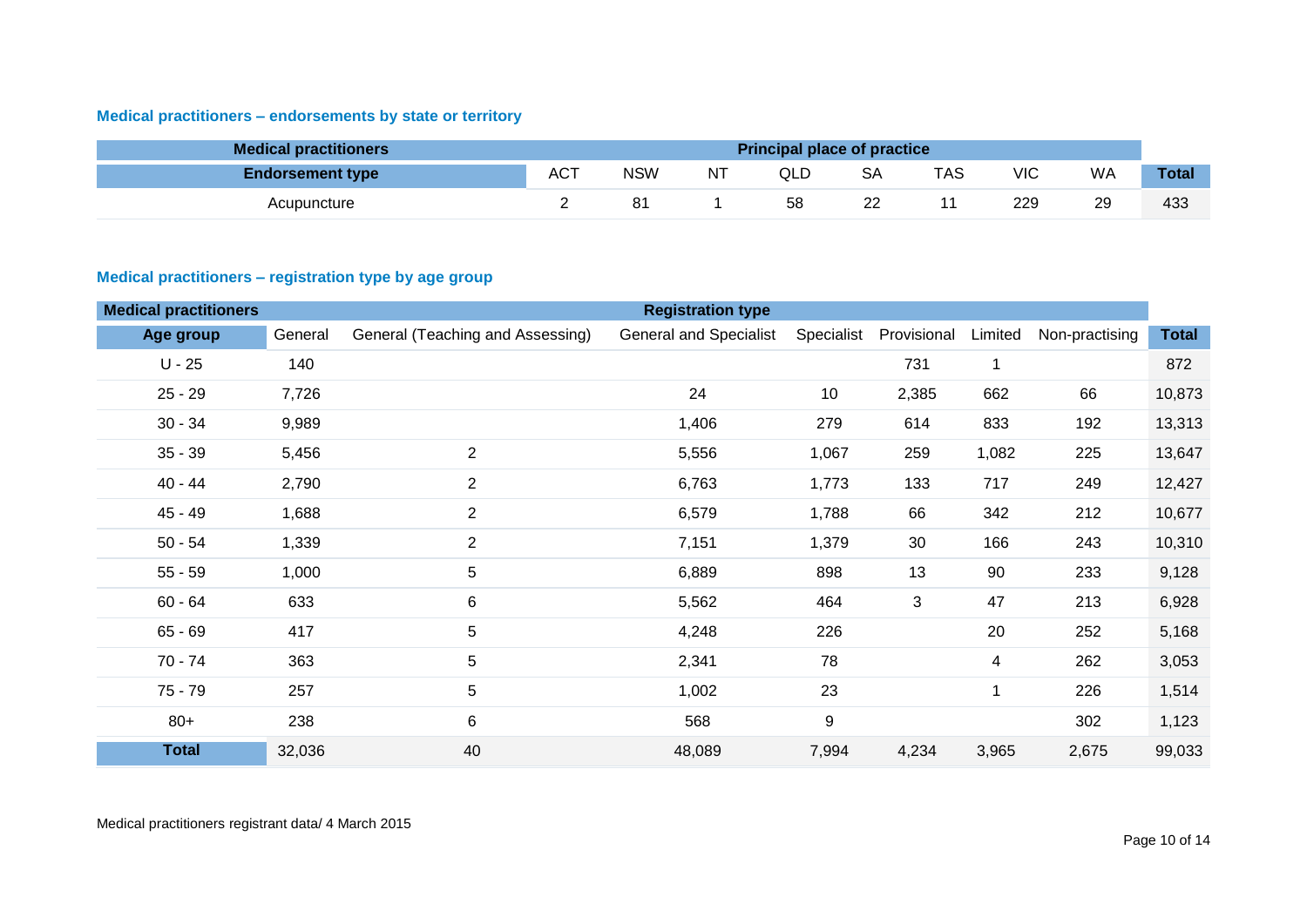### Medical practitioners – endorsements by state or territory

| Medical practitioners | Principal place of practice | | | | | | | | |
|---|---|---|---|---|---|---|---|---|---|
| Endorsement type | ACT | NSW | NT | QLD | SA | TAS | VIC | WA | Total |
| Acupuncture | 2 | 81 | 1 | 58 | 22 | 11 | 229 | 29 | 433 |

### Medical practitioners – registration type by age group

| Medical practitioners | Registration type | | | | | | | |
|---|---|---|---|---|---|---|---|---|
| Age group | General | General (Teaching and Assessing) | General and Specialist | Specialist | Provisional | Limited | Non-practising | Total |
| U - 25 | 140 | | | | 731 | 1 | | 872 |
| 25 - 29 | 7,726 | | 24 | 10 | 2,385 | 662 | 66 | 10,873 |
| 30 - 34 | 9,989 | | 1,406 | 279 | 614 | 833 | 192 | 13,313 |
| 35 - 39 | 5,456 | 2 | 5,556 | 1,067 | 259 | 1,082 | 225 | 13,647 |
| 40 - 44 | 2,790 | 2 | 6,763 | 1,773 | 133 | 717 | 249 | 12,427 |
| 45 - 49 | 1,688 | 2 | 6,579 | 1,788 | 66 | 342 | 212 | 10,677 |
| 50 - 54 | 1,339 | 2 | 7,151 | 1,379 | 30 | 166 | 243 | 10,310 |
| 55 - 59 | 1,000 | 5 | 6,889 | 898 | 13 | 90 | 233 | 9,128 |
| 60 - 64 | 633 | 6 | 5,562 | 464 | 3 | 47 | 213 | 6,928 |
| 65 - 69 | 417 | 5 | 4,248 | 226 | | 20 | 252 | 5,168 |
| 70 - 74 | 363 | 5 | 2,341 | 78 | | 4 | 262 | 3,053 |
| 75 - 79 | 257 | 5 | 1,002 | 23 | | 1 | 226 | 1,514 |
| 80+ | 238 | 6 | 568 | 9 | | | 302 | 1,123 |
| Total | 32,036 | 40 | 48,089 | 7,994 | 4,234 | 3,965 | 2,675 | 99,033 |

Medical practitioners registrant data/ 4 March 2015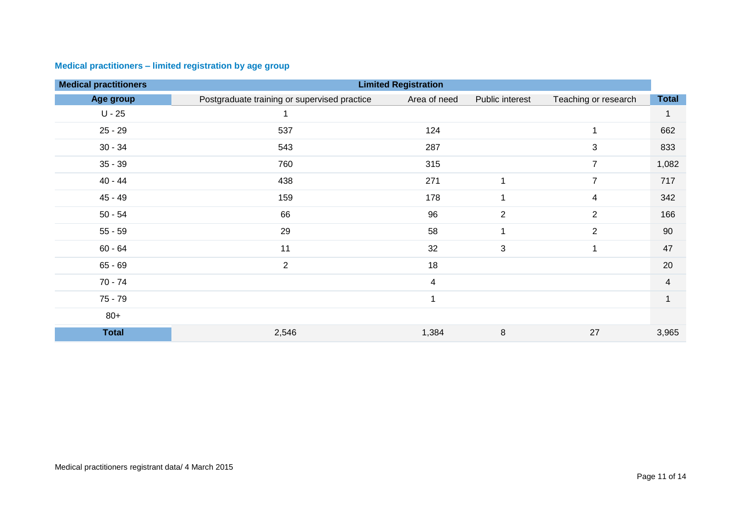### Medical practitioners – limited registration by age group

| Medical practitioners | Limited Registration | | | | |
|---|---|---|---|---|---|
| **Age group** | Postgraduate training or supervised practice | Area of need | Public interest | Teaching or research | **Total** |
| U - 25 | 1 | | | | 1 |
| 25 - 29 | 537 | 124 | | 1 | 662 |
| 30 - 34 | 543 | 287 | | 3 | 833 |
| 35 - 39 | 760 | 315 | | 7 | 1,082 |
| 40 - 44 | 438 | 271 | 1 | 7 | 717 |
| 45 - 49 | 159 | 178 | 1 | 4 | 342 |
| 50 - 54 | 66 | 96 | 2 | 2 | 166 |
| 55 - 59 | 29 | 58 | 1 | 2 | 90 |
| 60 - 64 | 11 | 32 | 3 | 1 | 47 |
| 65 - 69 | 2 | 18 | | | 20 |
| 70 - 74 | | 4 | | | 4 |
| 75 - 79 | | 1 | | | 1 |
| 80+ | | | | | |
| **Total** | 2,546 | 1,384 | 8 | 27 | 3,965 |

Medical practitioners registrant data/ 4 March 2015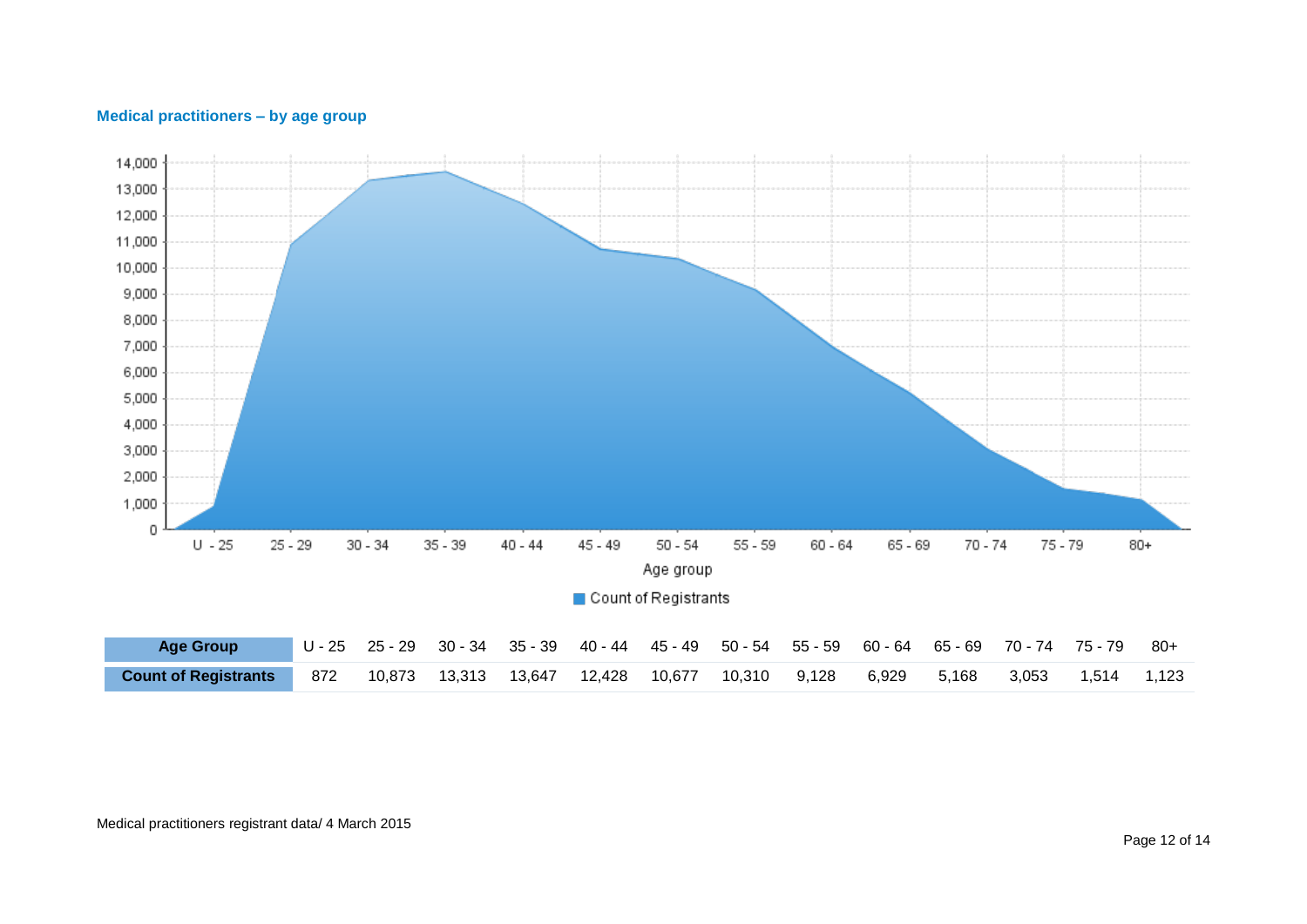## Medical practitioners – by age group

| Age Group | U - 25 | 25 - 29 | 30 - 34 | 35 - 39 | 40 - 44 | 45 - 49 | 50 - 54 | 55 - 59 | 60 - 64 | 65 - 69 | 70 - 74 | 75 - 79 | 80+ |
|---|---|---|---|---|---|---|---|---|---|---|---|---|---|
| Count of Registrants | 872 | 10,873 | 13,313 | 13,647 | 12,428 | 10,677 | 10,310 | 9,128 | 6,929 | 5,168 | 3,053 | 1,514 | 1,123 |

Medical practitioners registrant data/ 4 March 2015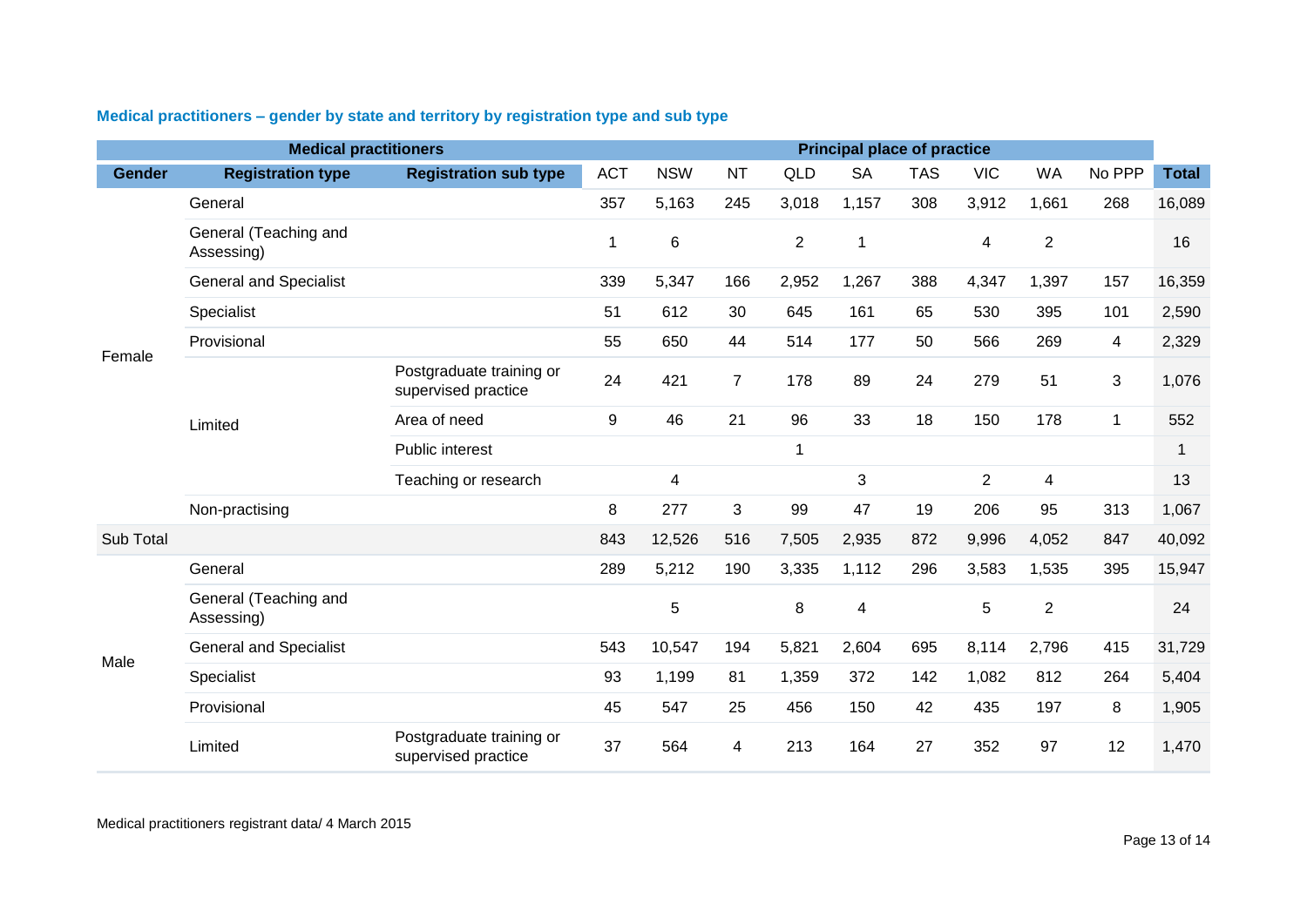### Medical practitioners – gender by state and territory by registration type and sub type

| Medical practitioners | | | Principal place of practice | | | | | | | | | |
|---|---|---|---|---|---|---|---|---|---|---|---|---|
| **Gender** | **Registration type** | **Registration sub type** | ACT | NSW | NT | QLD | SA | TAS | VIC | WA | No PPP | **Total** |
| Female | General | | 357 | 5,163 | 245 | 3,018 | 1,157 | 308 | 3,912 | 1,661 | 268 | 16,089 |
| | General (Teaching and Assessing) | | 1 | 6 | | 2 | 1 | | 4 | 2 | | 16 |
| | General and Specialist | | 339 | 5,347 | 166 | 2,952 | 1,267 | 388 | 4,347 | 1,397 | 157 | 16,359 |
| | Specialist | | 51 | 612 | 30 | 645 | 161 | 65 | 530 | 395 | 101 | 2,590 |
| | Provisional | | 55 | 650 | 44 | 514 | 177 | 50 | 566 | 269 | 4 | 2,329 |
| | Limited | Postgraduate training or supervised practice | 24 | 421 | 7 | 178 | 89 | 24 | 279 | 51 | 3 | 1,076 |
| | | Area of need | 9 | 46 | 21 | 96 | 33 | 18 | 150 | 178 | 1 | 552 |
| | | Public interest | | | | 1 | | | | | | 1 |
| | | Teaching or research | | 4 | | | 3 | | 2 | 4 | | 13 |
| | Non-practising | | 8 | 277 | 3 | 99 | 47 | 19 | 206 | 95 | 313 | 1,067 |
| Sub Total | | | 843 | 12,526 | 516 | 7,505 | 2,935 | 872 | 9,996 | 4,052 | 847 | 40,092 |
| Male | General | | 289 | 5,212 | 190 | 3,335 | 1,112 | 296 | 3,583 | 1,535 | 395 | 15,947 |
| | General (Teaching and Assessing) | | | 5 | | 8 | 4 | | 5 | 2 | | 24 |
| | General and Specialist | | 543 | 10,547 | 194 | 5,821 | 2,604 | 695 | 8,114 | 2,796 | 415 | 31,729 |
| | Specialist | | 93 | 1,199 | 81 | 1,359 | 372 | 142 | 1,082 | 812 | 264 | 5,404 |
| | Provisional | | 45 | 547 | 25 | 456 | 150 | 42 | 435 | 197 | 8 | 1,905 |
| | Limited | Postgraduate training or supervised practice | 37 | 564 | 4 | 213 | 164 | 27 | 352 | 97 | 12 | 1,470 |

Medical practitioners registrant data/ 4 March 2015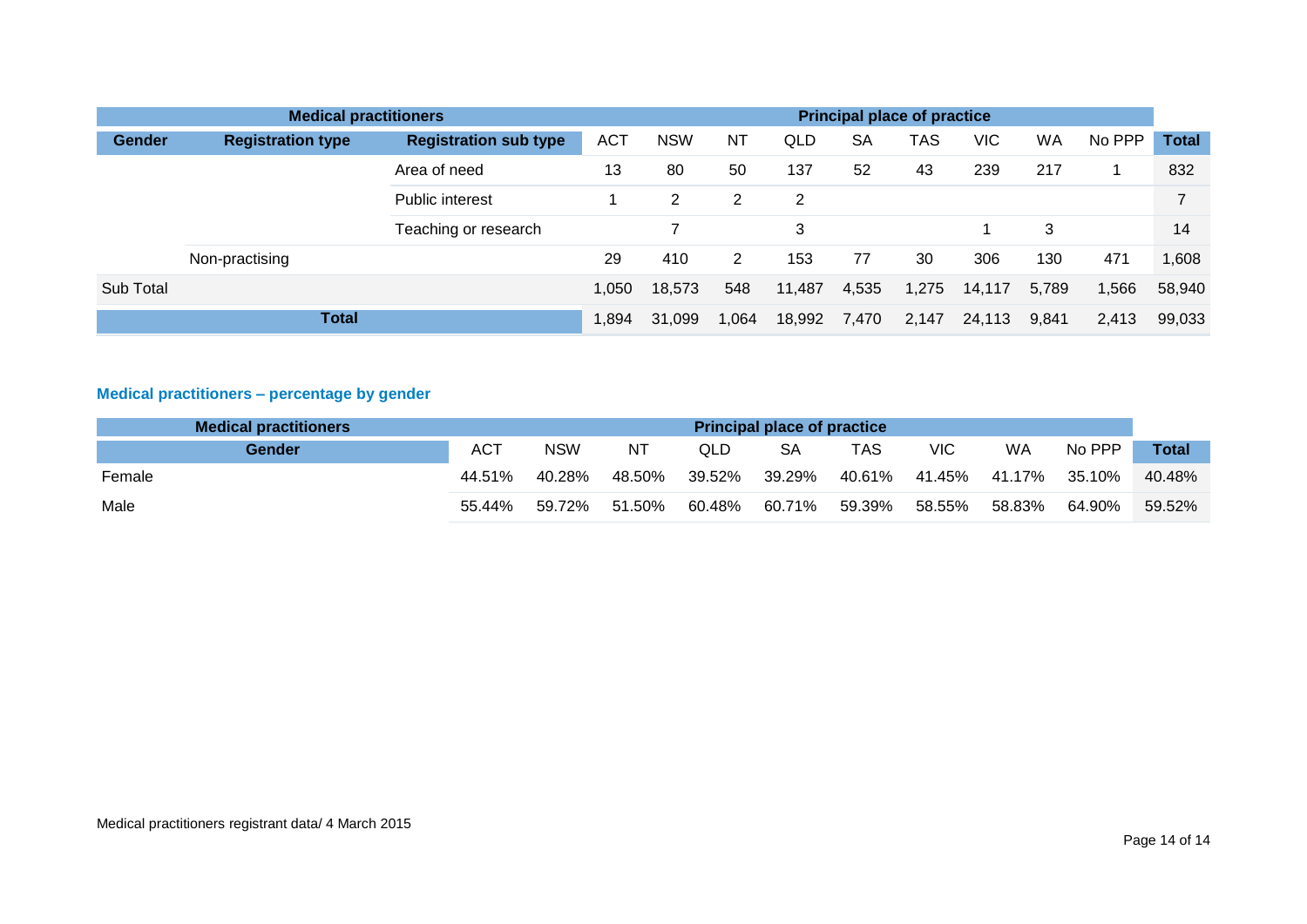| Medical practitioners | | | Principal place of practice | | | | | | | | | |
|---|---|---|---|---|---|---|---|---|---|---|---|---|
| Gender | Registration type | Registration sub type | ACT | NSW | NT | QLD | SA | TAS | VIC | WA | No PPP | Total |
| | | Area of need | 13 | 80 | 50 | 137 | 52 | 43 | 239 | 217 | 1 | 832 |
| | | Public interest | 1 | 2 | 2 | 2 | | | | | | 7 |
| | | Teaching or research | | 7 | | 3 | | | 1 | 3 | | 14 |
| | Non-practising | | 29 | 410 | 2 | 153 | 77 | 30 | 306 | 130 | 471 | 1,608 |
| Sub Total | | | 1,050 | 18,573 | 548 | 11,487 | 4,535 | 1,275 | 14,117 | 5,789 | 1,566 | 58,940 |
| Total | | | 1,894 | 31,099 | 1,064 | 18,992 | 7,470 | 2,147 | 24,113 | 9,841 | 2,413 | 99,033 |

### Medical practitioners – percentage by gender

| Medical practitioners | Principal place of practice | | | | | | | | | |
|---|---|---|---|---|---|---|---|---|---|---|
| Gender | ACT | NSW | NT | QLD | SA | TAS | VIC | WA | No PPP | Total |
| Female | 44.51% | 40.28% | 48.50% | 39.52% | 39.29% | 40.61% | 41.45% | 41.17% | 35.10% | 40.48% |
| Male | 55.44% | 59.72% | 51.50% | 60.48% | 60.71% | 59.39% | 58.55% | 58.83% | 64.90% | 59.52% |

Medical practitioners registrant data/ 4 March 2015